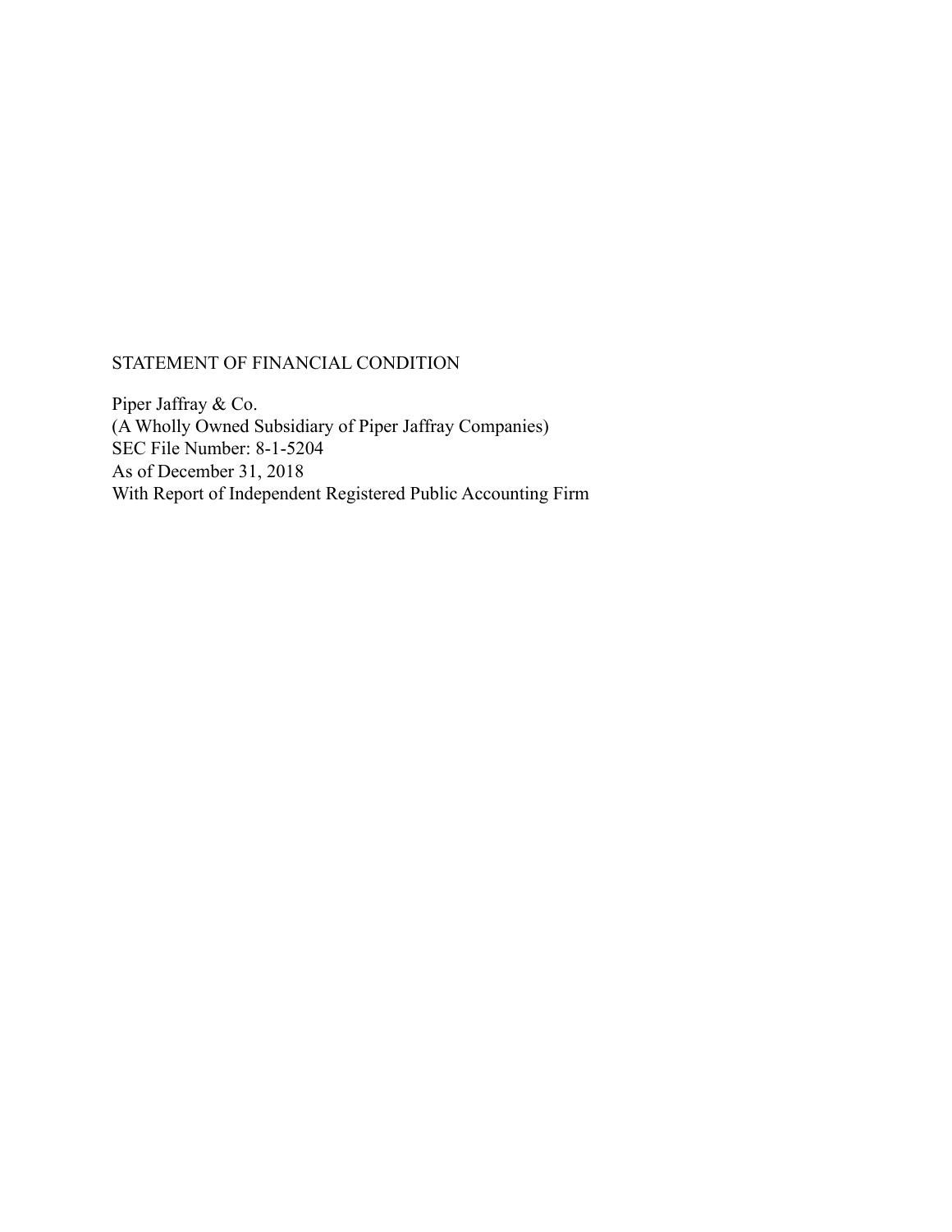STATEMENT OF FINANCIAL CONDITION

Piper Jaffray & Co.
(A Wholly Owned Subsidiary of Piper Jaffray Companies)
SEC File Number: 8-1-5204
As of December 31, 2018
With Report of Independent Registered Public Accounting Firm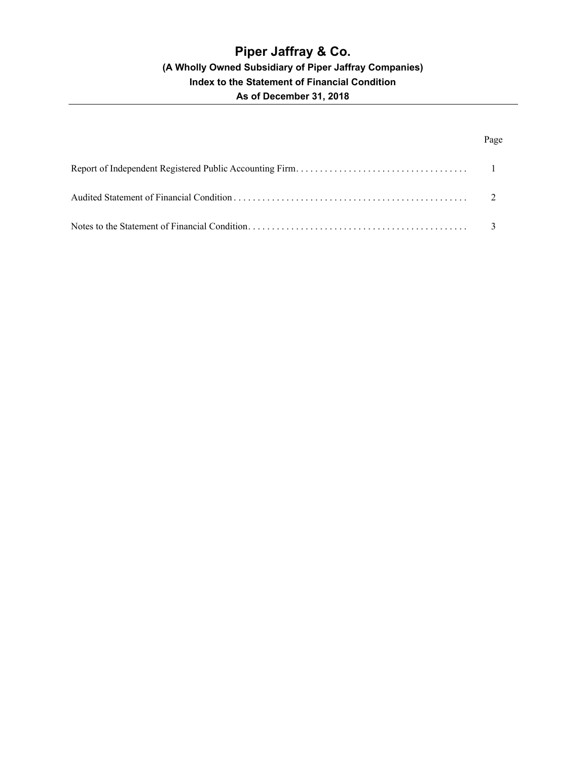# Piper Jaffray & Co.

### (A Wholly Owned Subsidiary of Piper Jaffray Companies)

### Index to the Statement of Financial Condition

### As of December 31, 2018

| | Page |
|---|---|
| Report of Independent Registered Public Accounting Firm | 1 |
| Audited Statement of Financial Condition | 2 |
| Notes to the Statement of Financial Condition | 3 |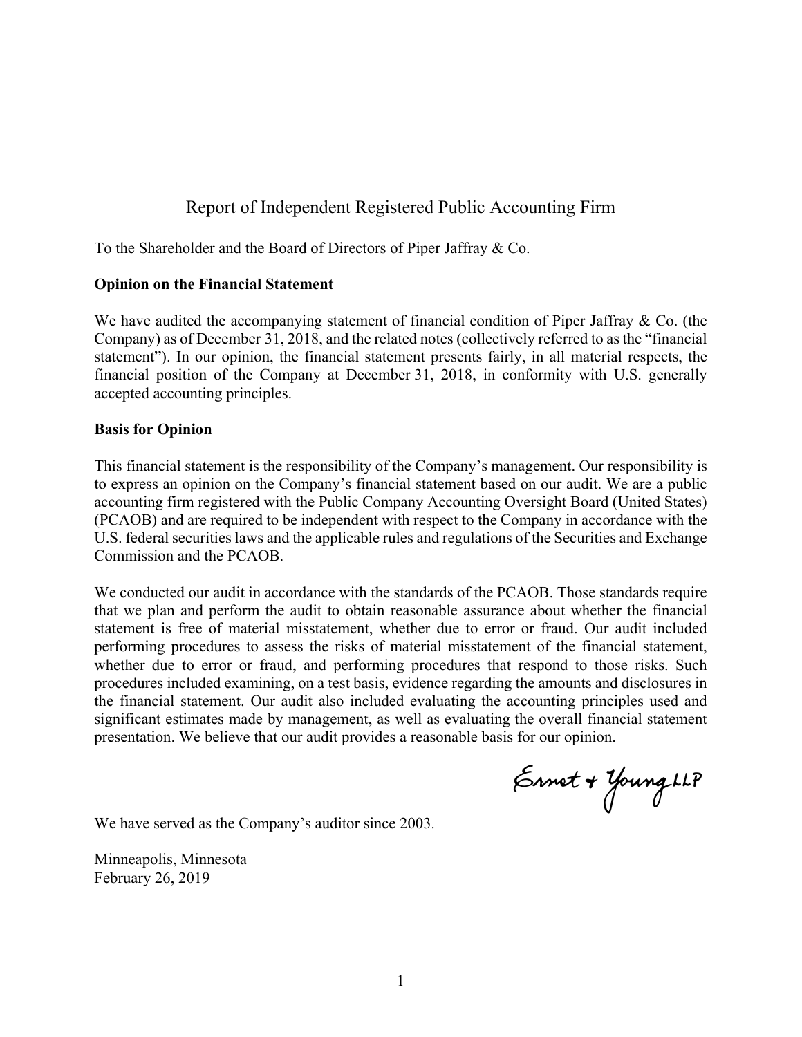# Report of Independent Registered Public Accounting Firm

To the Shareholder and the Board of Directors of Piper Jaffray & Co.

**Opinion on the Financial Statement**

We have audited the accompanying statement of financial condition of Piper Jaffray & Co. (the Company) as of December 31, 2018, and the related notes (collectively referred to as the "financial statement"). In our opinion, the financial statement presents fairly, in all material respects, the financial position of the Company at December 31, 2018, in conformity with U.S. generally accepted accounting principles.

**Basis for Opinion**

This financial statement is the responsibility of the Company's management. Our responsibility is to express an opinion on the Company's financial statement based on our audit. We are a public accounting firm registered with the Public Company Accounting Oversight Board (United States) (PCAOB) and are required to be independent with respect to the Company in accordance with the U.S. federal securities laws and the applicable rules and regulations of the Securities and Exchange Commission and the PCAOB.

We conducted our audit in accordance with the standards of the PCAOB. Those standards require that we plan and perform the audit to obtain reasonable assurance about whether the financial statement is free of material misstatement, whether due to error or fraud. Our audit included performing procedures to assess the risks of material misstatement of the financial statement, whether due to error or fraud, and performing procedures that respond to those risks. Such procedures included examining, on a test basis, evidence regarding the amounts and disclosures in the financial statement. Our audit also included evaluating the accounting principles used and significant estimates made by management, as well as evaluating the overall financial statement presentation. We believe that our audit provides a reasonable basis for our opinion.

Ernst & Young LLP

We have served as the Company's auditor since 2003.

Minneapolis, Minnesota
February 26, 2019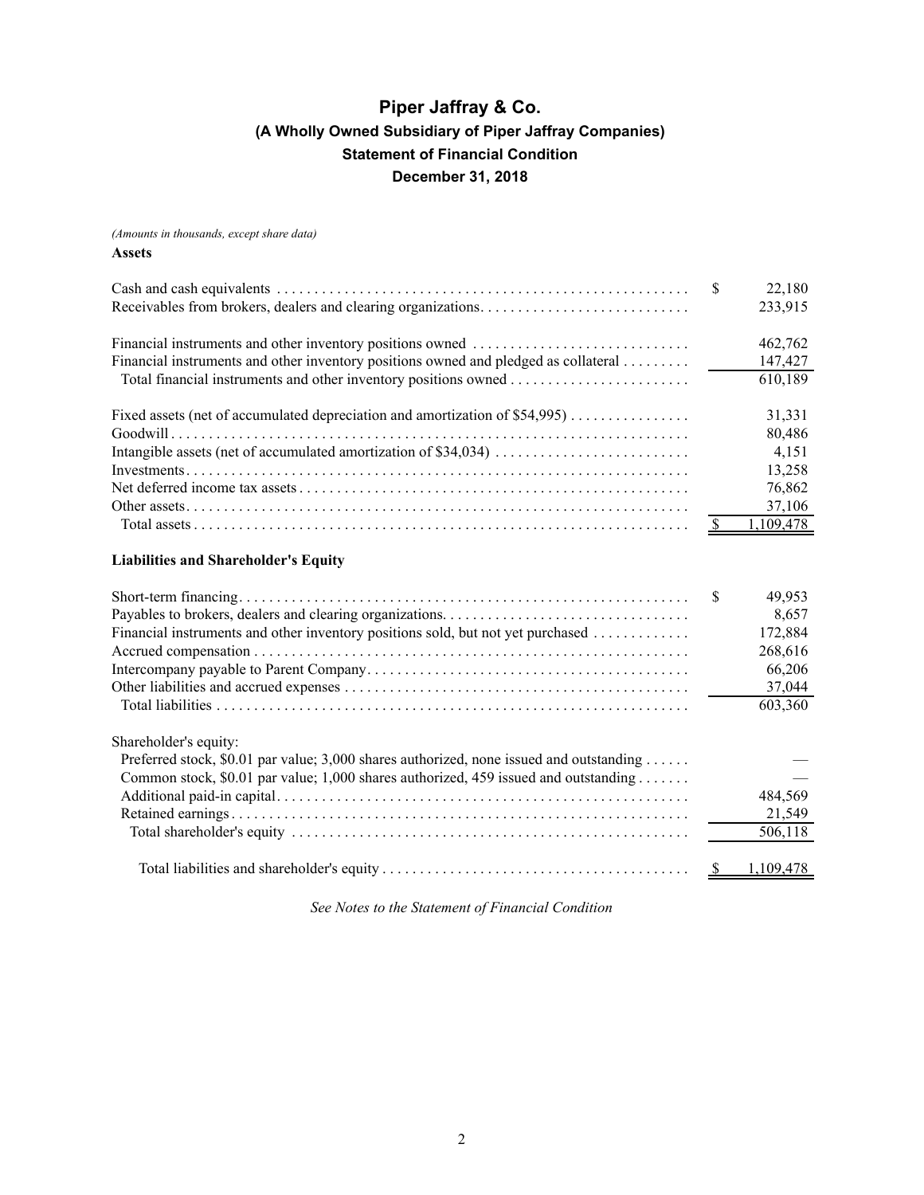# Piper Jaffray & Co.

## (A Wholly Owned Subsidiary of Piper Jaffray Companies)

## Statement of Financial Condition

## December 31, 2018

*(Amounts in thousands, except share data)*

**Assets**

| | |
|---|---|
| Cash and cash equivalents | $ 22,180 |
| Receivables from brokers, dealers and clearing organizations | 233,915 |
| | |
| Financial instruments and other inventory positions owned | 462,762 |
| Financial instruments and other inventory positions owned and pledged as collateral | 147,427 |
| Total financial instruments and other inventory positions owned | 610,189 |
| | |
| Fixed assets (net of accumulated depreciation and amortization of $54,995) | 31,331 |
| Goodwill | 80,486 |
| Intangible assets (net of accumulated amortization of $34,034) | 4,151 |
| Investments | 13,258 |
| Net deferred income tax assets | 76,862 |
| Other assets | 37,106 |
| Total assets | $ 1,109,478 |

**Liabilities and Shareholder's Equity**

| | |
|---|---|
| Short-term financing | $ 49,953 |
| Payables to brokers, dealers and clearing organizations | 8,657 |
| Financial instruments and other inventory positions sold, but not yet purchased | 172,884 |
| Accrued compensation | 268,616 |
| Intercompany payable to Parent Company | 66,206 |
| Other liabilities and accrued expenses | 37,044 |
| Total liabilities | 603,360 |
| | |
| Shareholder's equity: | |
| Preferred stock, $0.01 par value; 3,000 shares authorized, none issued and outstanding | — |
| Common stock, $0.01 par value; 1,000 shares authorized, 459 issued and outstanding | — |
| Additional paid-in capital | 484,569 |
| Retained earnings | 21,549 |
| Total shareholder's equity | 506,118 |
| | |
| Total liabilities and shareholder's equity | $ 1,109,478 |

*See Notes to the Statement of Financial Condition*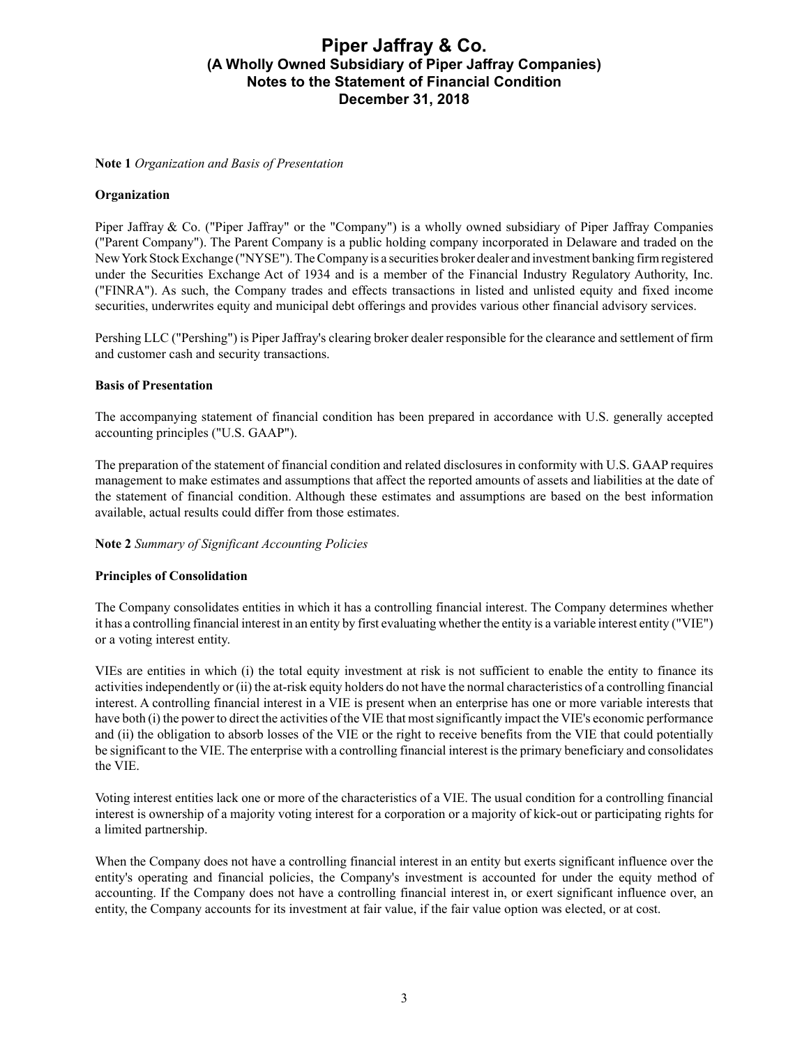# Piper Jaffray & Co.
## (A Wholly Owned Subsidiary of Piper Jaffray Companies)
## Notes to the Statement of Financial Condition
## December 31, 2018

**Note 1** *Organization and Basis of Presentation*

**Organization**

Piper Jaffray & Co. ("Piper Jaffray" or the "Company") is a wholly owned subsidiary of Piper Jaffray Companies ("Parent Company"). The Parent Company is a public holding company incorporated in Delaware and traded on the New York Stock Exchange ("NYSE"). The Company is a securities broker dealer and investment banking firm registered under the Securities Exchange Act of 1934 and is a member of the Financial Industry Regulatory Authority, Inc. ("FINRA"). As such, the Company trades and effects transactions in listed and unlisted equity and fixed income securities, underwrites equity and municipal debt offerings and provides various other financial advisory services.

Pershing LLC ("Pershing") is Piper Jaffray's clearing broker dealer responsible for the clearance and settlement of firm and customer cash and security transactions.

**Basis of Presentation**

The accompanying statement of financial condition has been prepared in accordance with U.S. generally accepted accounting principles ("U.S. GAAP").

The preparation of the statement of financial condition and related disclosures in conformity with U.S. GAAP requires management to make estimates and assumptions that affect the reported amounts of assets and liabilities at the date of the statement of financial condition. Although these estimates and assumptions are based on the best information available, actual results could differ from those estimates.

**Note 2** *Summary of Significant Accounting Policies*

**Principles of Consolidation**

The Company consolidates entities in which it has a controlling financial interest. The Company determines whether it has a controlling financial interest in an entity by first evaluating whether the entity is a variable interest entity ("VIE") or a voting interest entity.

VIEs are entities in which (i) the total equity investment at risk is not sufficient to enable the entity to finance its activities independently or (ii) the at-risk equity holders do not have the normal characteristics of a controlling financial interest. A controlling financial interest in a VIE is present when an enterprise has one or more variable interests that have both (i) the power to direct the activities of the VIE that most significantly impact the VIE's economic performance and (ii) the obligation to absorb losses of the VIE or the right to receive benefits from the VIE that could potentially be significant to the VIE. The enterprise with a controlling financial interest is the primary beneficiary and consolidates the VIE.

Voting interest entities lack one or more of the characteristics of a VIE. The usual condition for a controlling financial interest is ownership of a majority voting interest for a corporation or a majority of kick-out or participating rights for a limited partnership.

When the Company does not have a controlling financial interest in an entity but exerts significant influence over the entity's operating and financial policies, the Company's investment is accounted for under the equity method of accounting. If the Company does not have a controlling financial interest in, or exert significant influence over, an entity, the Company accounts for its investment at fair value, if the fair value option was elected, or at cost.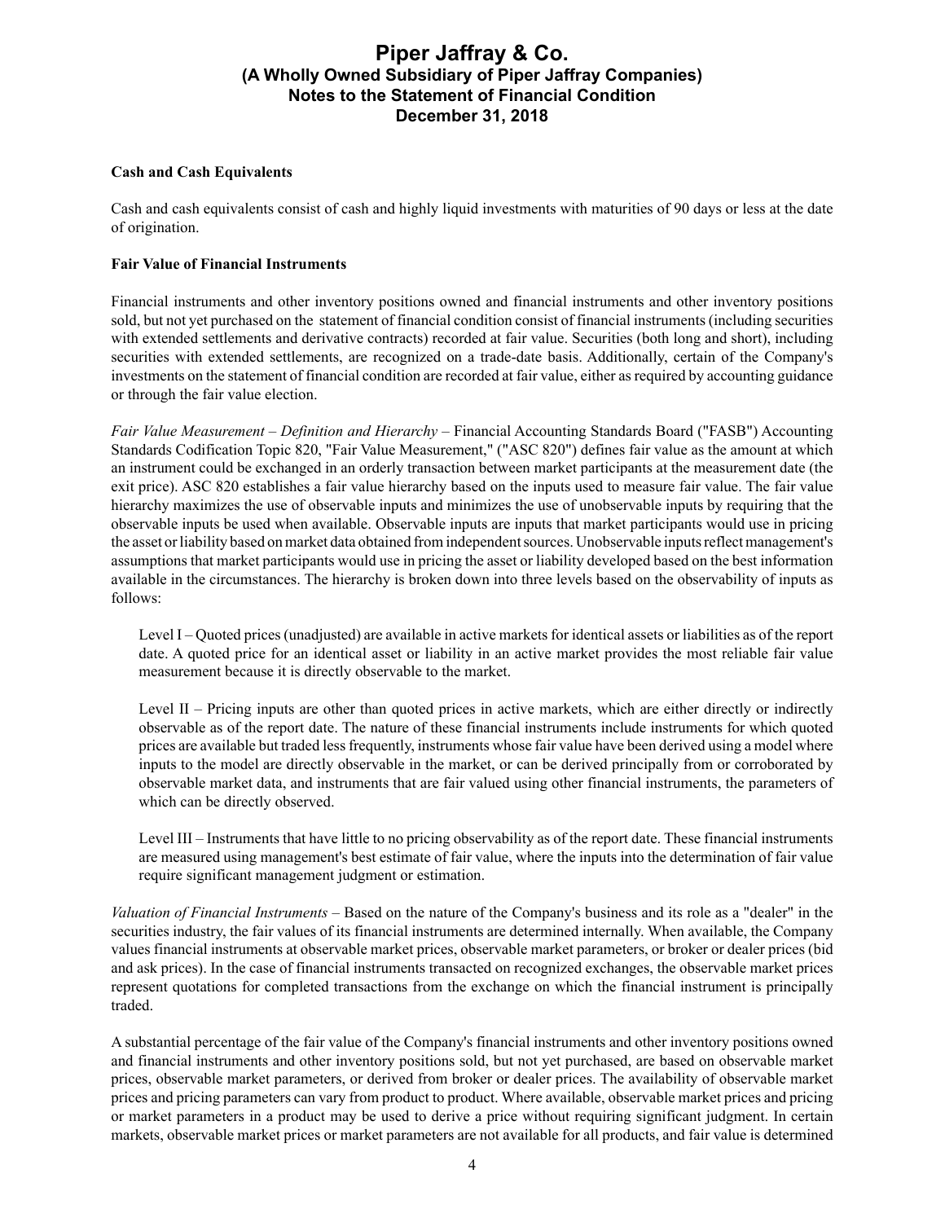**Cash and Cash Equivalents**

Cash and cash equivalents consist of cash and highly liquid investments with maturities of 90 days or less at the date of origination.

**Fair Value of Financial Instruments**

Financial instruments and other inventory positions owned and financial instruments and other inventory positions sold, but not yet purchased on the statement of financial condition consist of financial instruments (including securities with extended settlements and derivative contracts) recorded at fair value. Securities (both long and short), including securities with extended settlements, are recognized on a trade-date basis. Additionally, certain of the Company's investments on the statement of financial condition are recorded at fair value, either as required by accounting guidance or through the fair value election.

*Fair Value Measurement – Definition and Hierarchy* – Financial Accounting Standards Board ("FASB") Accounting Standards Codification Topic 820, "Fair Value Measurement," ("ASC 820") defines fair value as the amount at which an instrument could be exchanged in an orderly transaction between market participants at the measurement date (the exit price). ASC 820 establishes a fair value hierarchy based on the inputs used to measure fair value. The fair value hierarchy maximizes the use of observable inputs and minimizes the use of unobservable inputs by requiring that the observable inputs be used when available. Observable inputs are inputs that market participants would use in pricing the asset or liability based on market data obtained from independent sources. Unobservable inputs reflect management's assumptions that market participants would use in pricing the asset or liability developed based on the best information available in the circumstances. The hierarchy is broken down into three levels based on the observability of inputs as follows:

Level I – Quoted prices (unadjusted) are available in active markets for identical assets or liabilities as of the report date. A quoted price for an identical asset or liability in an active market provides the most reliable fair value measurement because it is directly observable to the market.

Level II – Pricing inputs are other than quoted prices in active markets, which are either directly or indirectly observable as of the report date. The nature of these financial instruments include instruments for which quoted prices are available but traded less frequently, instruments whose fair value have been derived using a model where inputs to the model are directly observable in the market, or can be derived principally from or corroborated by observable market data, and instruments that are fair valued using other financial instruments, the parameters of which can be directly observed.

Level III – Instruments that have little to no pricing observability as of the report date. These financial instruments are measured using management's best estimate of fair value, where the inputs into the determination of fair value require significant management judgment or estimation.

*Valuation of Financial Instruments* – Based on the nature of the Company's business and its role as a "dealer" in the securities industry, the fair values of its financial instruments are determined internally. When available, the Company values financial instruments at observable market prices, observable market parameters, or broker or dealer prices (bid and ask prices). In the case of financial instruments transacted on recognized exchanges, the observable market prices represent quotations for completed transactions from the exchange on which the financial instrument is principally traded.

A substantial percentage of the fair value of the Company's financial instruments and other inventory positions owned and financial instruments and other inventory positions sold, but not yet purchased, are based on observable market prices, observable market parameters, or derived from broker or dealer prices. The availability of observable market prices and pricing parameters can vary from product to product. Where available, observable market prices and pricing or market parameters in a product may be used to derive a price without requiring significant judgment. In certain markets, observable market prices or market parameters are not available for all products, and fair value is determined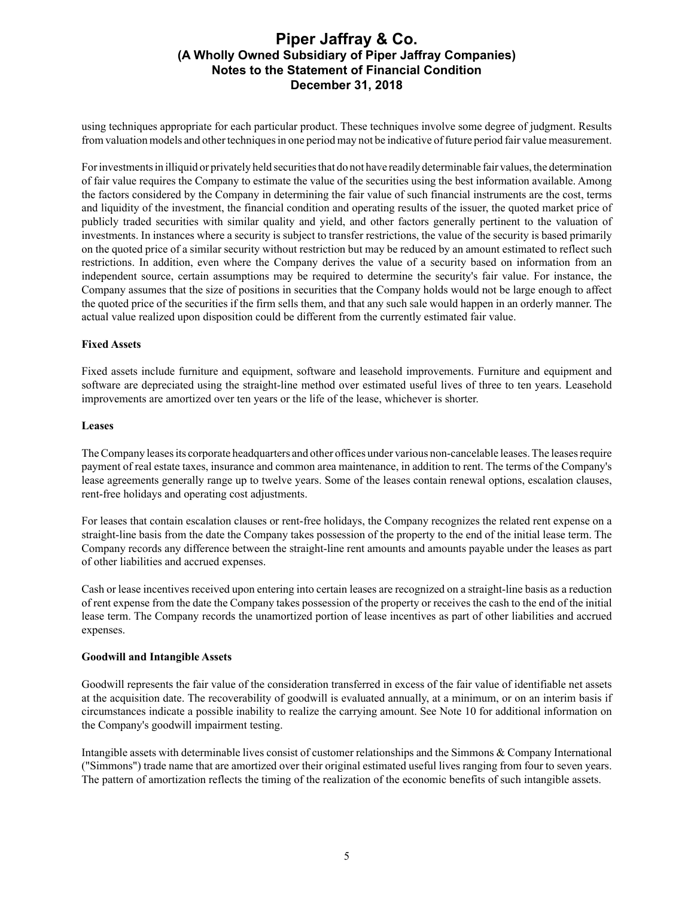using techniques appropriate for each particular product. These techniques involve some degree of judgment. Results from valuation models and other techniques in one period may not be indicative of future period fair value measurement.

For investments in illiquid or privately held securities that do not have readily determinable fair values, the determination of fair value requires the Company to estimate the value of the securities using the best information available. Among the factors considered by the Company in determining the fair value of such financial instruments are the cost, terms and liquidity of the investment, the financial condition and operating results of the issuer, the quoted market price of publicly traded securities with similar quality and yield, and other factors generally pertinent to the valuation of investments. In instances where a security is subject to transfer restrictions, the value of the security is based primarily on the quoted price of a similar security without restriction but may be reduced by an amount estimated to reflect such restrictions. In addition, even where the Company derives the value of a security based on information from an independent source, certain assumptions may be required to determine the security's fair value. For instance, the Company assumes that the size of positions in securities that the Company holds would not be large enough to affect the quoted price of the securities if the firm sells them, and that any such sale would happen in an orderly manner. The actual value realized upon disposition could be different from the currently estimated fair value.

**Fixed Assets**

Fixed assets include furniture and equipment, software and leasehold improvements. Furniture and equipment and software are depreciated using the straight-line method over estimated useful lives of three to ten years. Leasehold improvements are amortized over ten years or the life of the lease, whichever is shorter.

**Leases**

The Company leases its corporate headquarters and other offices under various non-cancelable leases. The leases require payment of real estate taxes, insurance and common area maintenance, in addition to rent. The terms of the Company's lease agreements generally range up to twelve years. Some of the leases contain renewal options, escalation clauses, rent-free holidays and operating cost adjustments.

For leases that contain escalation clauses or rent-free holidays, the Company recognizes the related rent expense on a straight-line basis from the date the Company takes possession of the property to the end of the initial lease term. The Company records any difference between the straight-line rent amounts and amounts payable under the leases as part of other liabilities and accrued expenses.

Cash or lease incentives received upon entering into certain leases are recognized on a straight-line basis as a reduction of rent expense from the date the Company takes possession of the property or receives the cash to the end of the initial lease term. The Company records the unamortized portion of lease incentives as part of other liabilities and accrued expenses.

**Goodwill and Intangible Assets**

Goodwill represents the fair value of the consideration transferred in excess of the fair value of identifiable net assets at the acquisition date. The recoverability of goodwill is evaluated annually, at a minimum, or on an interim basis if circumstances indicate a possible inability to realize the carrying amount. See Note 10 for additional information on the Company's goodwill impairment testing.

Intangible assets with determinable lives consist of customer relationships and the Simmons & Company International ("Simmons") trade name that are amortized over their original estimated useful lives ranging from four to seven years. The pattern of amortization reflects the timing of the realization of the economic benefits of such intangible assets.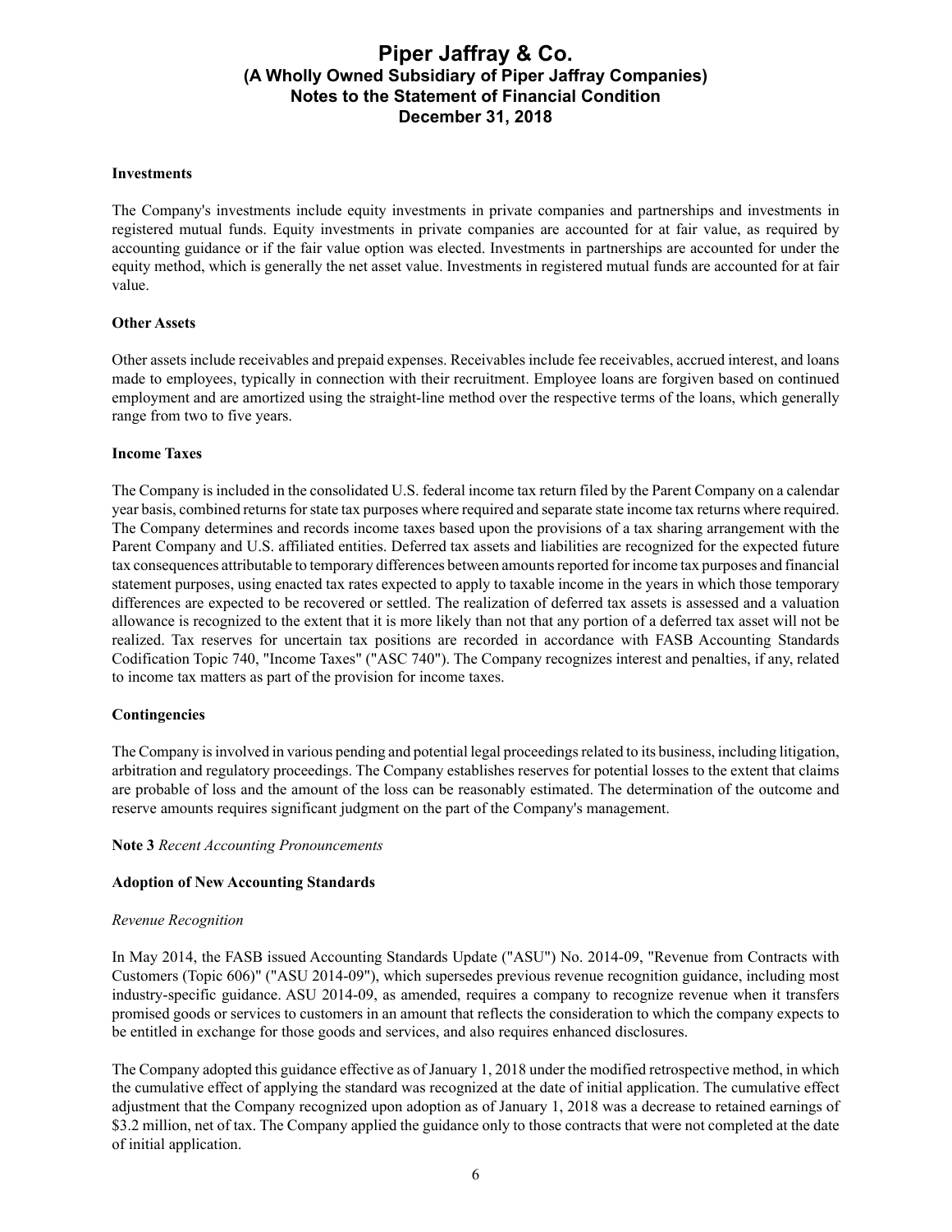**Investments**

The Company's investments include equity investments in private companies and partnerships and investments in registered mutual funds. Equity investments in private companies are accounted for at fair value, as required by accounting guidance or if the fair value option was elected. Investments in partnerships are accounted for under the equity method, which is generally the net asset value. Investments in registered mutual funds are accounted for at fair value.

**Other Assets**

Other assets include receivables and prepaid expenses. Receivables include fee receivables, accrued interest, and loans made to employees, typically in connection with their recruitment. Employee loans are forgiven based on continued employment and are amortized using the straight-line method over the respective terms of the loans, which generally range from two to five years.

**Income Taxes**

The Company is included in the consolidated U.S. federal income tax return filed by the Parent Company on a calendar year basis, combined returns for state tax purposes where required and separate state income tax returns where required. The Company determines and records income taxes based upon the provisions of a tax sharing arrangement with the Parent Company and U.S. affiliated entities. Deferred tax assets and liabilities are recognized for the expected future tax consequences attributable to temporary differences between amounts reported for income tax purposes and financial statement purposes, using enacted tax rates expected to apply to taxable income in the years in which those temporary differences are expected to be recovered or settled. The realization of deferred tax assets is assessed and a valuation allowance is recognized to the extent that it is more likely than not that any portion of a deferred tax asset will not be realized. Tax reserves for uncertain tax positions are recorded in accordance with FASB Accounting Standards Codification Topic 740, "Income Taxes" ("ASC 740"). The Company recognizes interest and penalties, if any, related to income tax matters as part of the provision for income taxes.

**Contingencies**

The Company is involved in various pending and potential legal proceedings related to its business, including litigation, arbitration and regulatory proceedings. The Company establishes reserves for potential losses to the extent that claims are probable of loss and the amount of the loss can be reasonably estimated. The determination of the outcome and reserve amounts requires significant judgment on the part of the Company's management.

**Note 3** *Recent Accounting Pronouncements*

**Adoption of New Accounting Standards**

*Revenue Recognition*

In May 2014, the FASB issued Accounting Standards Update ("ASU") No. 2014-09, "Revenue from Contracts with Customers (Topic 606)" ("ASU 2014-09"), which supersedes previous revenue recognition guidance, including most industry-specific guidance. ASU 2014-09, as amended, requires a company to recognize revenue when it transfers promised goods or services to customers in an amount that reflects the consideration to which the company expects to be entitled in exchange for those goods and services, and also requires enhanced disclosures.

The Company adopted this guidance effective as of January 1, 2018 under the modified retrospective method, in which the cumulative effect of applying the standard was recognized at the date of initial application. The cumulative effect adjustment that the Company recognized upon adoption as of January 1, 2018 was a decrease to retained earnings of $3.2 million, net of tax. The Company applied the guidance only to those contracts that were not completed at the date of initial application.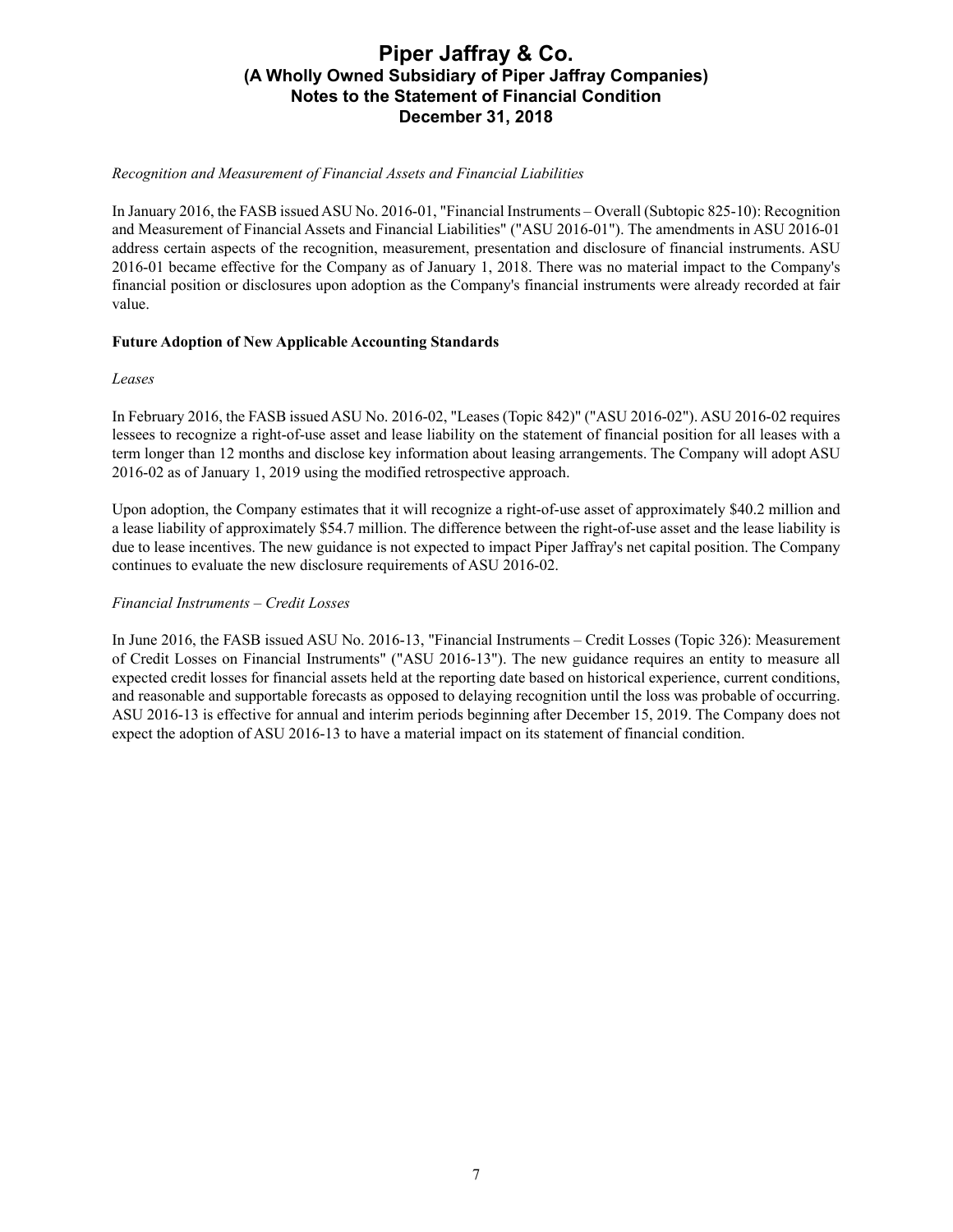*Recognition and Measurement of Financial Assets and Financial Liabilities*

In January 2016, the FASB issued ASU No. 2016-01, "Financial Instruments – Overall (Subtopic 825-10): Recognition and Measurement of Financial Assets and Financial Liabilities" ("ASU 2016-01"). The amendments in ASU 2016-01 address certain aspects of the recognition, measurement, presentation and disclosure of financial instruments. ASU 2016-01 became effective for the Company as of January 1, 2018. There was no material impact to the Company's financial position or disclosures upon adoption as the Company's financial instruments were already recorded at fair value.

**Future Adoption of New Applicable Accounting Standards**

*Leases*

In February 2016, the FASB issued ASU No. 2016-02, "Leases (Topic 842)" ("ASU 2016-02"). ASU 2016-02 requires lessees to recognize a right-of-use asset and lease liability on the statement of financial position for all leases with a term longer than 12 months and disclose key information about leasing arrangements. The Company will adopt ASU 2016-02 as of January 1, 2019 using the modified retrospective approach.

Upon adoption, the Company estimates that it will recognize a right-of-use asset of approximately $40.2 million and a lease liability of approximately $54.7 million. The difference between the right-of-use asset and the lease liability is due to lease incentives. The new guidance is not expected to impact Piper Jaffray's net capital position. The Company continues to evaluate the new disclosure requirements of ASU 2016-02.

*Financial Instruments – Credit Losses*

In June 2016, the FASB issued ASU No. 2016-13, "Financial Instruments – Credit Losses (Topic 326): Measurement of Credit Losses on Financial Instruments" ("ASU 2016-13"). The new guidance requires an entity to measure all expected credit losses for financial assets held at the reporting date based on historical experience, current conditions, and reasonable and supportable forecasts as opposed to delaying recognition until the loss was probable of occurring. ASU 2016-13 is effective for annual and interim periods beginning after December 15, 2019. The Company does not expect the adoption of ASU 2016-13 to have a material impact on its statement of financial condition.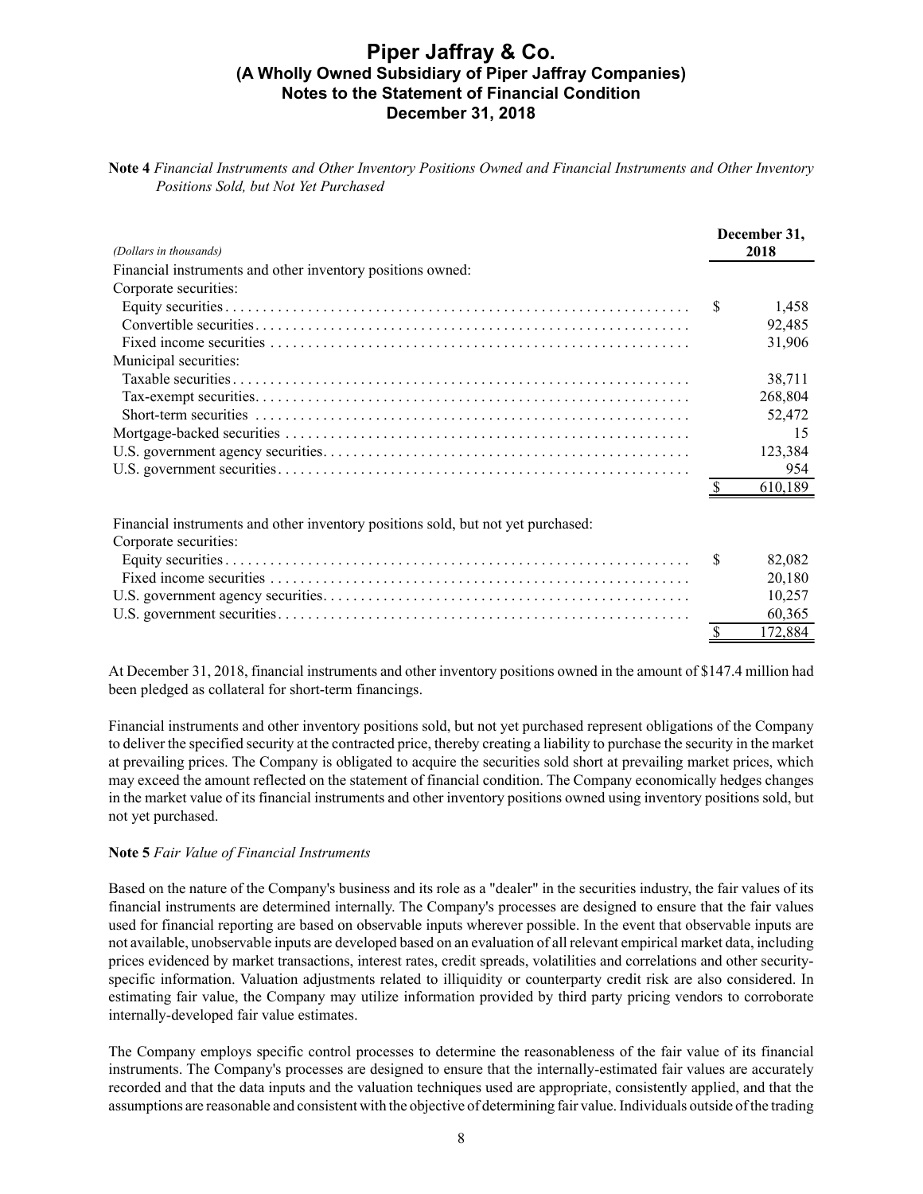**Note 4** *Financial Instruments and Other Inventory Positions Owned and Financial Instruments and Other Inventory Positions Sold, but Not Yet Purchased*

| *(Dollars in thousands)* | December 31, 2018 |
|---|---|
| Financial instruments and other inventory positions owned: | |
| Corporate securities: | |
| Equity securities | $ 1,458 |
| Convertible securities | 92,485 |
| Fixed income securities | 31,906 |
| Municipal securities: | |
| Taxable securities | 38,711 |
| Tax-exempt securities | 268,804 |
| Short-term securities | 52,472 |
| Mortgage-backed securities | 15 |
| U.S. government agency securities | 123,384 |
| U.S. government securities | 954 |
| | $ 610,189 |
| Financial instruments and other inventory positions sold, but not yet purchased: | |
| Corporate securities: | |
| Equity securities | $ 82,082 |
| Fixed income securities | 20,180 |
| U.S. government agency securities | 10,257 |
| U.S. government securities | 60,365 |
| | $ 172,884 |

At December 31, 2018, financial instruments and other inventory positions owned in the amount of $147.4 million had been pledged as collateral for short-term financings.

Financial instruments and other inventory positions sold, but not yet purchased represent obligations of the Company to deliver the specified security at the contracted price, thereby creating a liability to purchase the security in the market at prevailing prices. The Company is obligated to acquire the securities sold short at prevailing market prices, which may exceed the amount reflected on the statement of financial condition. The Company economically hedges changes in the market value of its financial instruments and other inventory positions owned using inventory positions sold, but not yet purchased.

**Note 5** *Fair Value of Financial Instruments*

Based on the nature of the Company's business and its role as a "dealer" in the securities industry, the fair values of its financial instruments are determined internally. The Company's processes are designed to ensure that the fair values used for financial reporting are based on observable inputs wherever possible. In the event that observable inputs are not available, unobservable inputs are developed based on an evaluation of all relevant empirical market data, including prices evidenced by market transactions, interest rates, credit spreads, volatilities and correlations and other security-specific information. Valuation adjustments related to illiquidity or counterparty credit risk are also considered. In estimating fair value, the Company may utilize information provided by third party pricing vendors to corroborate internally-developed fair value estimates.

The Company employs specific control processes to determine the reasonableness of the fair value of its financial instruments. The Company's processes are designed to ensure that the internally-estimated fair values are accurately recorded and that the data inputs and the valuation techniques used are appropriate, consistently applied, and that the assumptions are reasonable and consistent with the objective of determining fair value. Individuals outside of the trading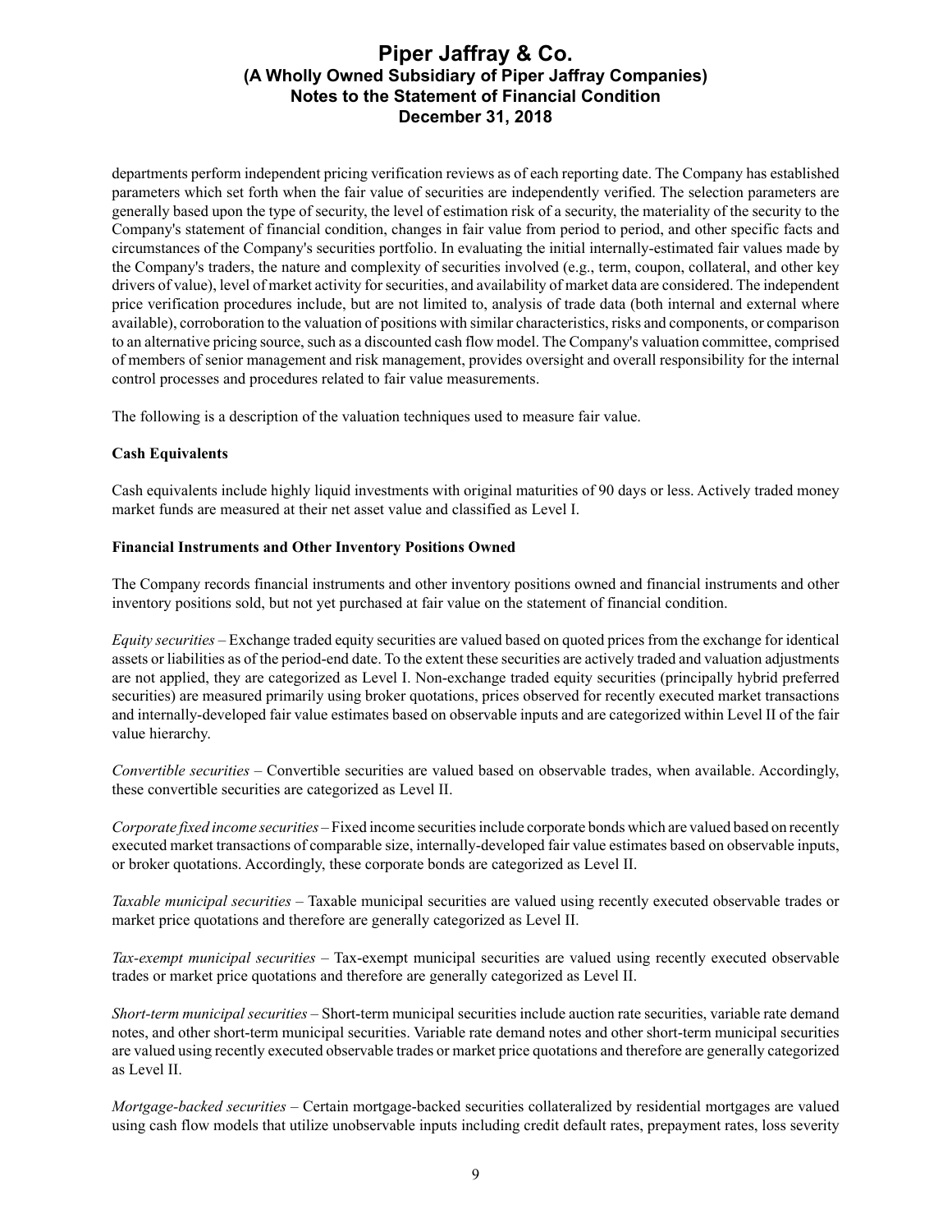departments perform independent pricing verification reviews as of each reporting date. The Company has established parameters which set forth when the fair value of securities are independently verified. The selection parameters are generally based upon the type of security, the level of estimation risk of a security, the materiality of the security to the Company's statement of financial condition, changes in fair value from period to period, and other specific facts and circumstances of the Company's securities portfolio. In evaluating the initial internally-estimated fair values made by the Company's traders, the nature and complexity of securities involved (e.g., term, coupon, collateral, and other key drivers of value), level of market activity for securities, and availability of market data are considered. The independent price verification procedures include, but are not limited to, analysis of trade data (both internal and external where available), corroboration to the valuation of positions with similar characteristics, risks and components, or comparison to an alternative pricing source, such as a discounted cash flow model. The Company's valuation committee, comprised of members of senior management and risk management, provides oversight and overall responsibility for the internal control processes and procedures related to fair value measurements.

The following is a description of the valuation techniques used to measure fair value.

**Cash Equivalents**

Cash equivalents include highly liquid investments with original maturities of 90 days or less. Actively traded money market funds are measured at their net asset value and classified as Level I.

**Financial Instruments and Other Inventory Positions Owned**

The Company records financial instruments and other inventory positions owned and financial instruments and other inventory positions sold, but not yet purchased at fair value on the statement of financial condition.

*Equity securities* – Exchange traded equity securities are valued based on quoted prices from the exchange for identical assets or liabilities as of the period-end date. To the extent these securities are actively traded and valuation adjustments are not applied, they are categorized as Level I. Non-exchange traded equity securities (principally hybrid preferred securities) are measured primarily using broker quotations, prices observed for recently executed market transactions and internally-developed fair value estimates based on observable inputs and are categorized within Level II of the fair value hierarchy.

*Convertible securities* – Convertible securities are valued based on observable trades, when available. Accordingly, these convertible securities are categorized as Level II.

*Corporate fixed income securities* – Fixed income securities include corporate bonds which are valued based on recently executed market transactions of comparable size, internally-developed fair value estimates based on observable inputs, or broker quotations. Accordingly, these corporate bonds are categorized as Level II.

*Taxable municipal securities* – Taxable municipal securities are valued using recently executed observable trades or market price quotations and therefore are generally categorized as Level II.

*Tax-exempt municipal securities* – Tax-exempt municipal securities are valued using recently executed observable trades or market price quotations and therefore are generally categorized as Level II.

*Short-term municipal securities* – Short-term municipal securities include auction rate securities, variable rate demand notes, and other short-term municipal securities. Variable rate demand notes and other short-term municipal securities are valued using recently executed observable trades or market price quotations and therefore are generally categorized as Level II.

*Mortgage-backed securities* – Certain mortgage-backed securities collateralized by residential mortgages are valued using cash flow models that utilize unobservable inputs including credit default rates, prepayment rates, loss severity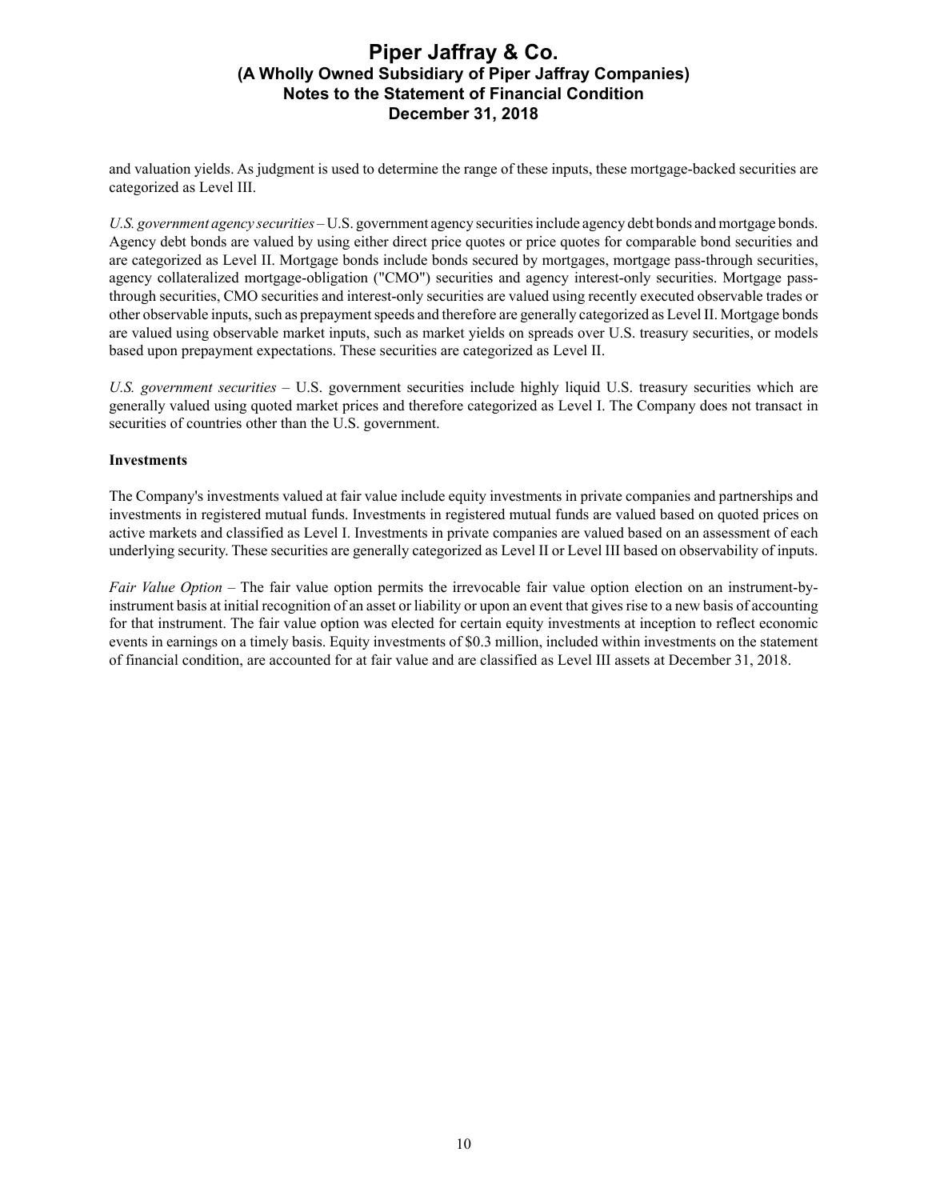and valuation yields. As judgment is used to determine the range of these inputs, these mortgage-backed securities are categorized as Level III.

*U.S. government agency securities* – U.S. government agency securities include agency debt bonds and mortgage bonds. Agency debt bonds are valued by using either direct price quotes or price quotes for comparable bond securities and are categorized as Level II. Mortgage bonds include bonds secured by mortgages, mortgage pass-through securities, agency collateralized mortgage-obligation ("CMO") securities and agency interest-only securities. Mortgage pass-through securities, CMO securities and interest-only securities are valued using recently executed observable trades or other observable inputs, such as prepayment speeds and therefore are generally categorized as Level II. Mortgage bonds are valued using observable market inputs, such as market yields on spreads over U.S. treasury securities, or models based upon prepayment expectations. These securities are categorized as Level II.

*U.S. government securities* – U.S. government securities include highly liquid U.S. treasury securities which are generally valued using quoted market prices and therefore categorized as Level I. The Company does not transact in securities of countries other than the U.S. government.

**Investments**

The Company's investments valued at fair value include equity investments in private companies and partnerships and investments in registered mutual funds. Investments in registered mutual funds are valued based on quoted prices on active markets and classified as Level I. Investments in private companies are valued based on an assessment of each underlying security. These securities are generally categorized as Level II or Level III based on observability of inputs.

*Fair Value Option* – The fair value option permits the irrevocable fair value option election on an instrument-by-instrument basis at initial recognition of an asset or liability or upon an event that gives rise to a new basis of accounting for that instrument. The fair value option was elected for certain equity investments at inception to reflect economic events in earnings on a timely basis. Equity investments of $0.3 million, included within investments on the statement of financial condition, are accounted for at fair value and are classified as Level III assets at December 31, 2018.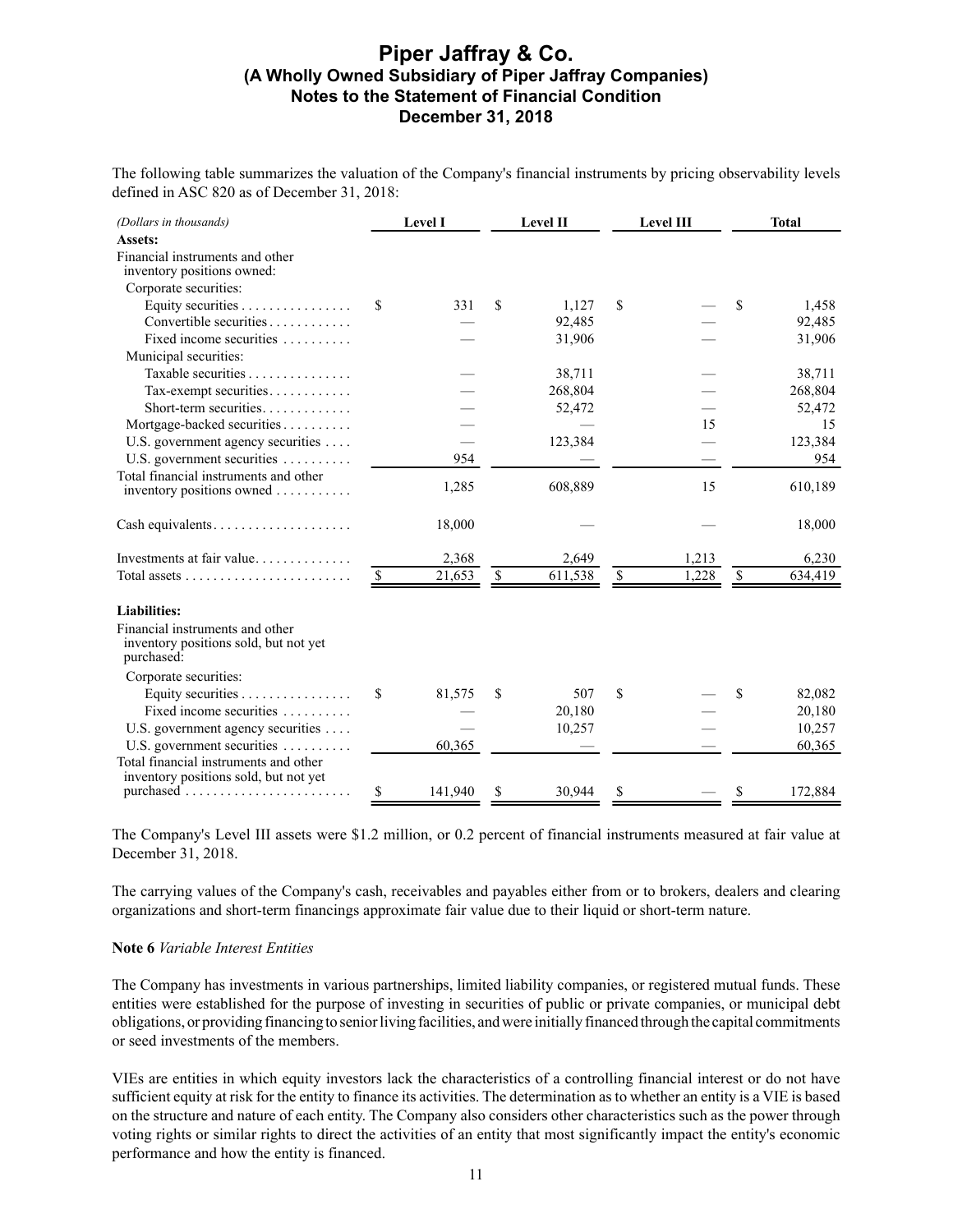The following table summarizes the valuation of the Company's financial instruments by pricing observability levels defined in ASC 820 as of December 31, 2018:

| *(Dollars in thousands)* | Level I | Level II | Level III | Total |
|---|---|---|---|---|
| **Assets:** | | | | |
| Financial instruments and other inventory positions owned: | | | | |
| Corporate securities: | | | | |
| Equity securities | $ 331 | $ 1,127 | $ — | $ 1,458 |
| Convertible securities | — | 92,485 | — | 92,485 |
| Fixed income securities | — | 31,906 | — | 31,906 |
| Municipal securities: | | | | |
| Taxable securities | — | 38,711 | — | 38,711 |
| Tax-exempt securities | — | 268,804 | — | 268,804 |
| Short-term securities | — | 52,472 | — | 52,472 |
| Mortgage-backed securities | — | — | 15 | 15 |
| U.S. government agency securities | — | 123,384 | — | 123,384 |
| U.S. government securities | 954 | — | — | 954 |
| Total financial instruments and other inventory positions owned | 1,285 | 608,889 | 15 | 610,189 |
| Cash equivalents | 18,000 | — | — | 18,000 |
| Investments at fair value | 2,368 | 2,649 | 1,213 | 6,230 |
| Total assets | $ 21,653 | $ 611,538 | $ 1,228 | $ 634,419 |
| **Liabilities:** | | | | |
| Financial instruments and other inventory positions sold, but not yet purchased: | | | | |
| Corporate securities: | | | | |
| Equity securities | $ 81,575 | $ 507 | $ — | $ 82,082 |
| Fixed income securities | — | 20,180 | — | 20,180 |
| U.S. government agency securities | — | 10,257 | — | 10,257 |
| U.S. government securities | 60,365 | — | — | 60,365 |
| Total financial instruments and other inventory positions sold, but not yet purchased | $ 141,940 | $ 30,944 | $ — | $ 172,884 |

The Company's Level III assets were $1.2 million, or 0.2 percent of financial instruments measured at fair value at December 31, 2018.

The carrying values of the Company's cash, receivables and payables either from or to brokers, dealers and clearing organizations and short-term financings approximate fair value due to their liquid or short-term nature.

**Note 6** *Variable Interest Entities*

The Company has investments in various partnerships, limited liability companies, or registered mutual funds. These entities were established for the purpose of investing in securities of public or private companies, or municipal debt obligations, or providing financing to senior living facilities, and were initially financed through the capital commitments or seed investments of the members.

VIEs are entities in which equity investors lack the characteristics of a controlling financial interest or do not have sufficient equity at risk for the entity to finance its activities. The determination as to whether an entity is a VIE is based on the structure and nature of each entity. The Company also considers other characteristics such as the power through voting rights or similar rights to direct the activities of an entity that most significantly impact the entity's economic performance and how the entity is financed.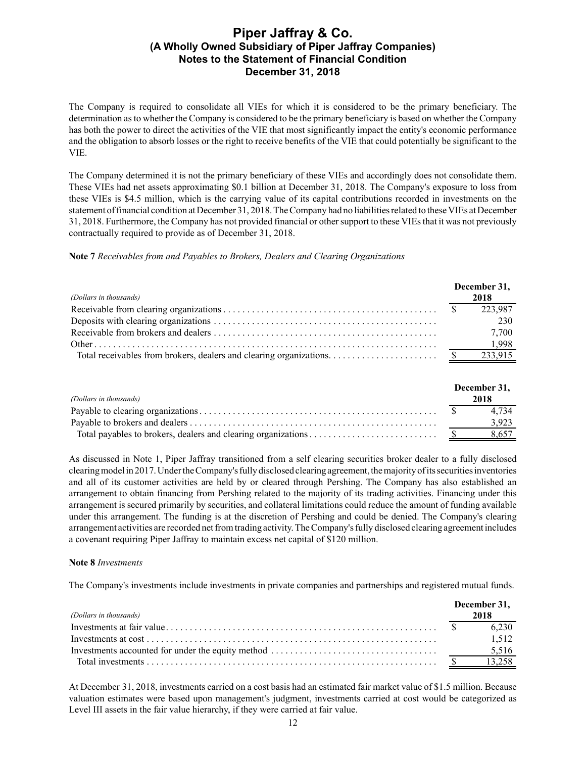The Company is required to consolidate all VIEs for which it is considered to be the primary beneficiary. The determination as to whether the Company is considered to be the primary beneficiary is based on whether the Company has both the power to direct the activities of the VIE that most significantly impact the entity's economic performance and the obligation to absorb losses or the right to receive benefits of the VIE that could potentially be significant to the VIE.

The Company determined it is not the primary beneficiary of these VIEs and accordingly does not consolidate them. These VIEs had net assets approximating $0.1 billion at December 31, 2018. The Company's exposure to loss from these VIEs is $4.5 million, which is the carrying value of its capital contributions recorded in investments on the statement of financial condition at December 31, 2018. The Company had no liabilities related to these VIEs at December 31, 2018. Furthermore, the Company has not provided financial or other support to these VIEs that it was not previously contractually required to provide as of December 31, 2018.

**Note 7** *Receivables from and Payables to Brokers, Dealers and Clearing Organizations*

| *(Dollars in thousands)* | December 31, 2018 |
|---|---|
| Receivable from clearing organizations | $ 223,987 |
| Deposits with clearing organizations | 230 |
| Receivable from brokers and dealers | 7,700 |
| Other | 1,998 |
| Total receivables from brokers, dealers and clearing organizations | $ 233,915 |

| *(Dollars in thousands)* | December 31, 2018 |
|---|---|
| Payable to clearing organizations | $ 4,734 |
| Payable to brokers and dealers | 3,923 |
| Total payables to brokers, dealers and clearing organizations | $ 8,657 |

As discussed in Note 1, Piper Jaffray transitioned from a self clearing securities broker dealer to a fully disclosed clearing model in 2017. Under the Company's fully disclosed clearing agreement, the majority of its securities inventories and all of its customer activities are held by or cleared through Pershing. The Company has also established an arrangement to obtain financing from Pershing related to the majority of its trading activities. Financing under this arrangement is secured primarily by securities, and collateral limitations could reduce the amount of funding available under this arrangement. The funding is at the discretion of Pershing and could be denied. The Company's clearing arrangement activities are recorded net from trading activity. The Company's fully disclosed clearing agreement includes a covenant requiring Piper Jaffray to maintain excess net capital of $120 million.

**Note 8** *Investments*

The Company's investments include investments in private companies and partnerships and registered mutual funds.

| *(Dollars in thousands)* | December 31, 2018 |
|---|---|
| Investments at fair value | $ 6,230 |
| Investments at cost | 1,512 |
| Investments accounted for under the equity method | 5,516 |
| Total investments | $ 13,258 |

At December 31, 2018, investments carried on a cost basis had an estimated fair market value of $1.5 million. Because valuation estimates were based upon management's judgment, investments carried at cost would be categorized as Level III assets in the fair value hierarchy, if they were carried at fair value.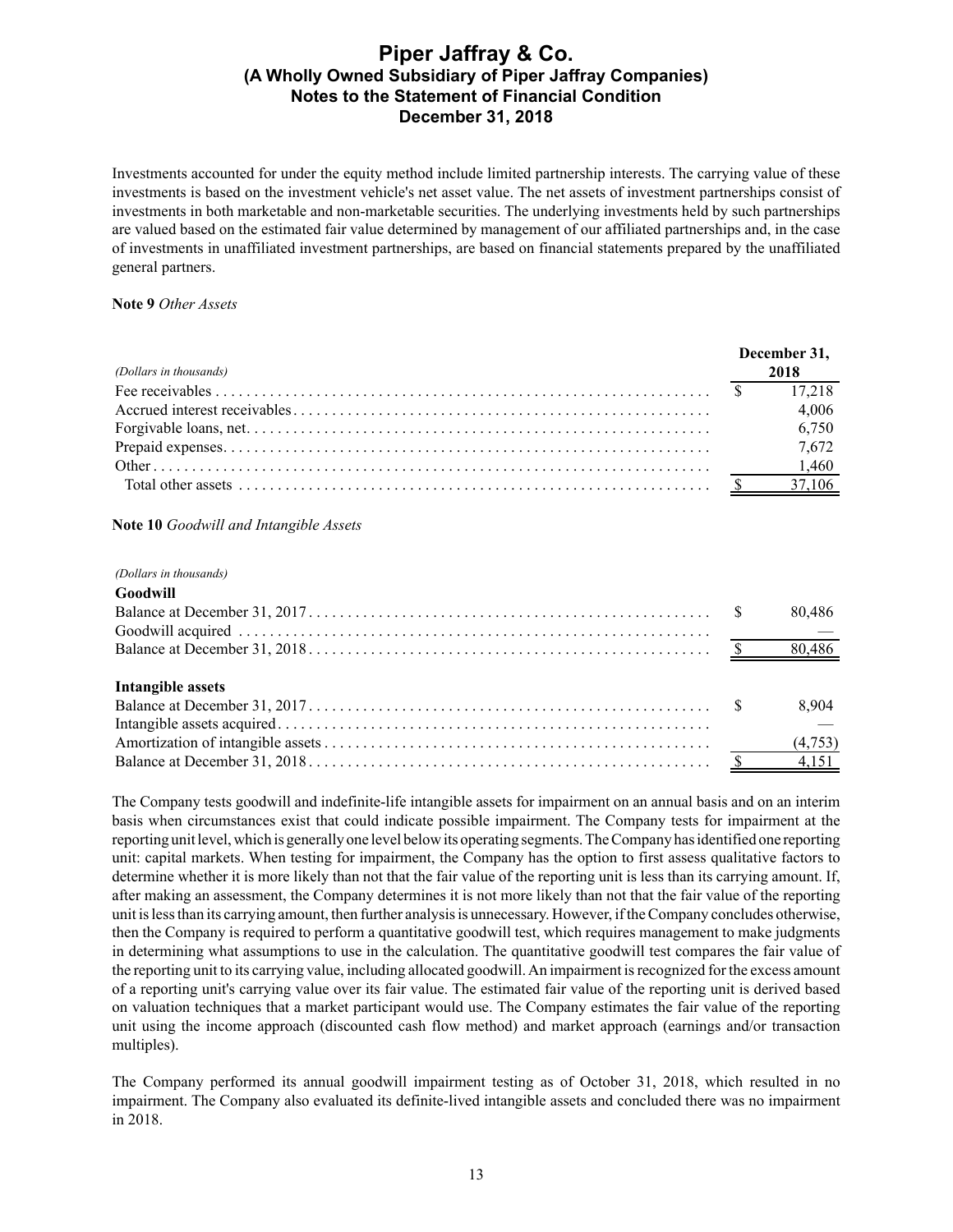Investments accounted for under the equity method include limited partnership interests. The carrying value of these investments is based on the investment vehicle's net asset value. The net assets of investment partnerships consist of investments in both marketable and non-marketable securities. The underlying investments held by such partnerships are valued based on the estimated fair value determined by management of our affiliated partnerships and, in the case of investments in unaffiliated investment partnerships, are based on financial statements prepared by the unaffiliated general partners.

**Note 9** *Other Assets*

| *(Dollars in thousands)* | December 31, 2018 |
|---|---|
| Fee receivables | $ 17,218 |
| Accrued interest receivables | 4,006 |
| Forgivable loans, net | 6,750 |
| Prepaid expenses | 7,672 |
| Other | 1,460 |
| Total other assets | $ 37,106 |

**Note 10** *Goodwill and Intangible Assets*

| *(Dollars in thousands)* | |
|---|---|
| **Goodwill** | |
| Balance at December 31, 2017 | $ 80,486 |
| Goodwill acquired | — |
| Balance at December 31, 2018 | $ 80,486 |
| | |
| **Intangible assets** | |
| Balance at December 31, 2017 | $ 8,904 |
| Intangible assets acquired | — |
| Amortization of intangible assets | (4,753) |
| Balance at December 31, 2018 | $ 4,151 |

The Company tests goodwill and indefinite-life intangible assets for impairment on an annual basis and on an interim basis when circumstances exist that could indicate possible impairment. The Company tests for impairment at the reporting unit level, which is generally one level below its operating segments. The Company has identified one reporting unit: capital markets. When testing for impairment, the Company has the option to first assess qualitative factors to determine whether it is more likely than not that the fair value of the reporting unit is less than its carrying amount. If, after making an assessment, the Company determines it is not more likely than not that the fair value of the reporting unit is less than its carrying amount, then further analysis is unnecessary. However, if the Company concludes otherwise, then the Company is required to perform a quantitative goodwill test, which requires management to make judgments in determining what assumptions to use in the calculation. The quantitative goodwill test compares the fair value of the reporting unit to its carrying value, including allocated goodwill. An impairment is recognized for the excess amount of a reporting unit's carrying value over its fair value. The estimated fair value of the reporting unit is derived based on valuation techniques that a market participant would use. The Company estimates the fair value of the reporting unit using the income approach (discounted cash flow method) and market approach (earnings and/or transaction multiples).

The Company performed its annual goodwill impairment testing as of October 31, 2018, which resulted in no impairment. The Company also evaluated its definite-lived intangible assets and concluded there was no impairment in 2018.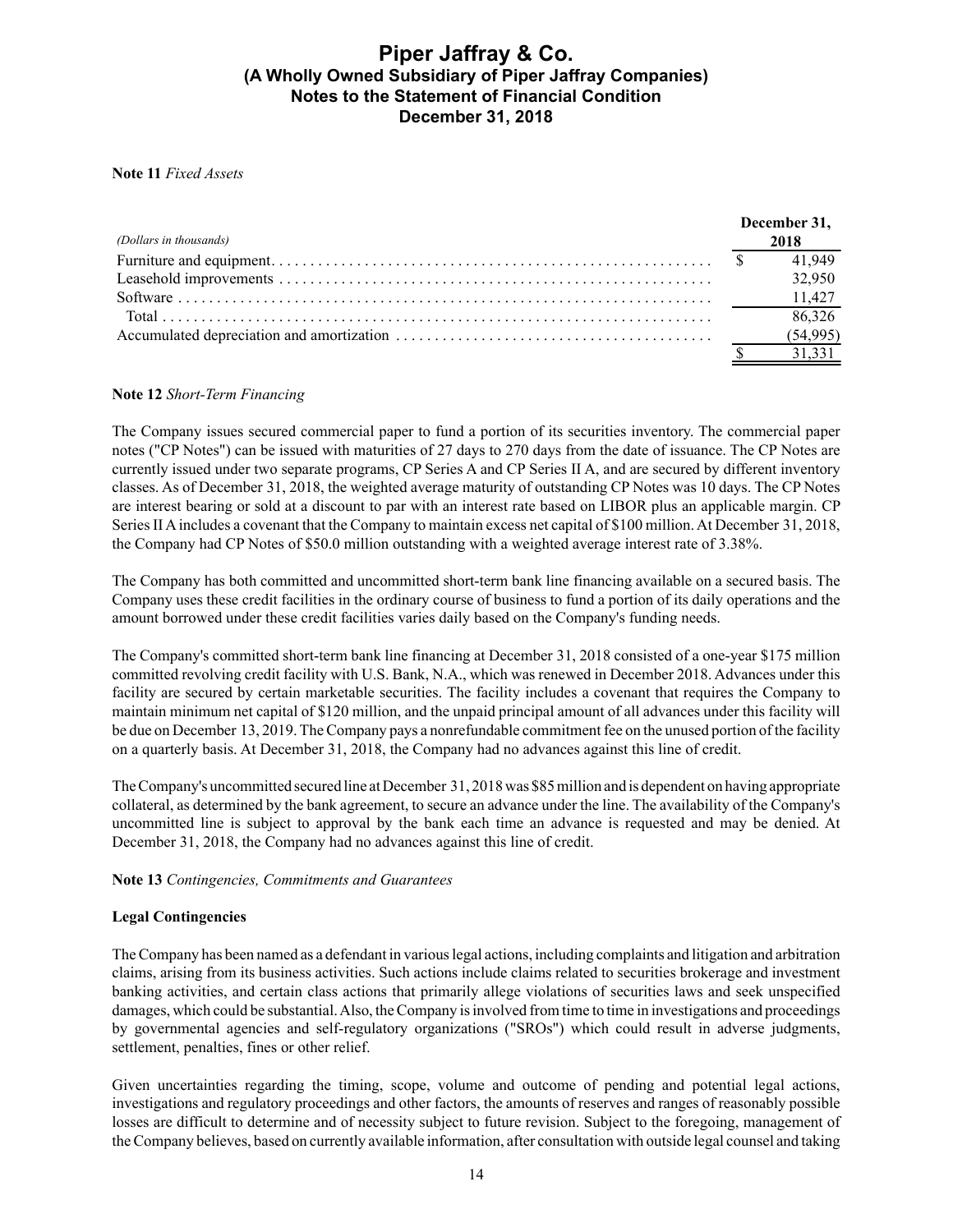**Note 11** *Fixed Assets*

| *(Dollars in thousands)* | December 31, 2018 |
|---|---|
| Furniture and equipment | $ 41,949 |
| Leasehold improvements | 32,950 |
| Software | 11,427 |
| Total | 86,326 |
| Accumulated depreciation and amortization | (54,995) |
| | $ 31,331 |

**Note 12** *Short-Term Financing*

The Company issues secured commercial paper to fund a portion of its securities inventory. The commercial paper notes ("CP Notes") can be issued with maturities of 27 days to 270 days from the date of issuance. The CP Notes are currently issued under two separate programs, CP Series A and CP Series II A, and are secured by different inventory classes. As of December 31, 2018, the weighted average maturity of outstanding CP Notes was 10 days. The CP Notes are interest bearing or sold at a discount to par with an interest rate based on LIBOR plus an applicable margin. CP Series II A includes a covenant that the Company to maintain excess net capital of $100 million. At December 31, 2018, the Company had CP Notes of $50.0 million outstanding with a weighted average interest rate of 3.38%.

The Company has both committed and uncommitted short-term bank line financing available on a secured basis. The Company uses these credit facilities in the ordinary course of business to fund a portion of its daily operations and the amount borrowed under these credit facilities varies daily based on the Company's funding needs.

The Company's committed short-term bank line financing at December 31, 2018 consisted of a one-year $175 million committed revolving credit facility with U.S. Bank, N.A., which was renewed in December 2018. Advances under this facility are secured by certain marketable securities. The facility includes a covenant that requires the Company to maintain minimum net capital of $120 million, and the unpaid principal amount of all advances under this facility will be due on December 13, 2019. The Company pays a nonrefundable commitment fee on the unused portion of the facility on a quarterly basis. At December 31, 2018, the Company had no advances against this line of credit.

The Company's uncommitted secured line at December 31, 2018 was $85 million and is dependent on having appropriate collateral, as determined by the bank agreement, to secure an advance under the line. The availability of the Company's uncommitted line is subject to approval by the bank each time an advance is requested and may be denied. At December 31, 2018, the Company had no advances against this line of credit.

**Note 13** *Contingencies, Commitments and Guarantees*

**Legal Contingencies**

The Company has been named as a defendant in various legal actions, including complaints and litigation and arbitration claims, arising from its business activities. Such actions include claims related to securities brokerage and investment banking activities, and certain class actions that primarily allege violations of securities laws and seek unspecified damages, which could be substantial. Also, the Company is involved from time to time in investigations and proceedings by governmental agencies and self-regulatory organizations ("SROs") which could result in adverse judgments, settlement, penalties, fines or other relief.

Given uncertainties regarding the timing, scope, volume and outcome of pending and potential legal actions, investigations and regulatory proceedings and other factors, the amounts of reserves and ranges of reasonably possible losses are difficult to determine and of necessity subject to future revision. Subject to the foregoing, management of the Company believes, based on currently available information, after consultation with outside legal counsel and taking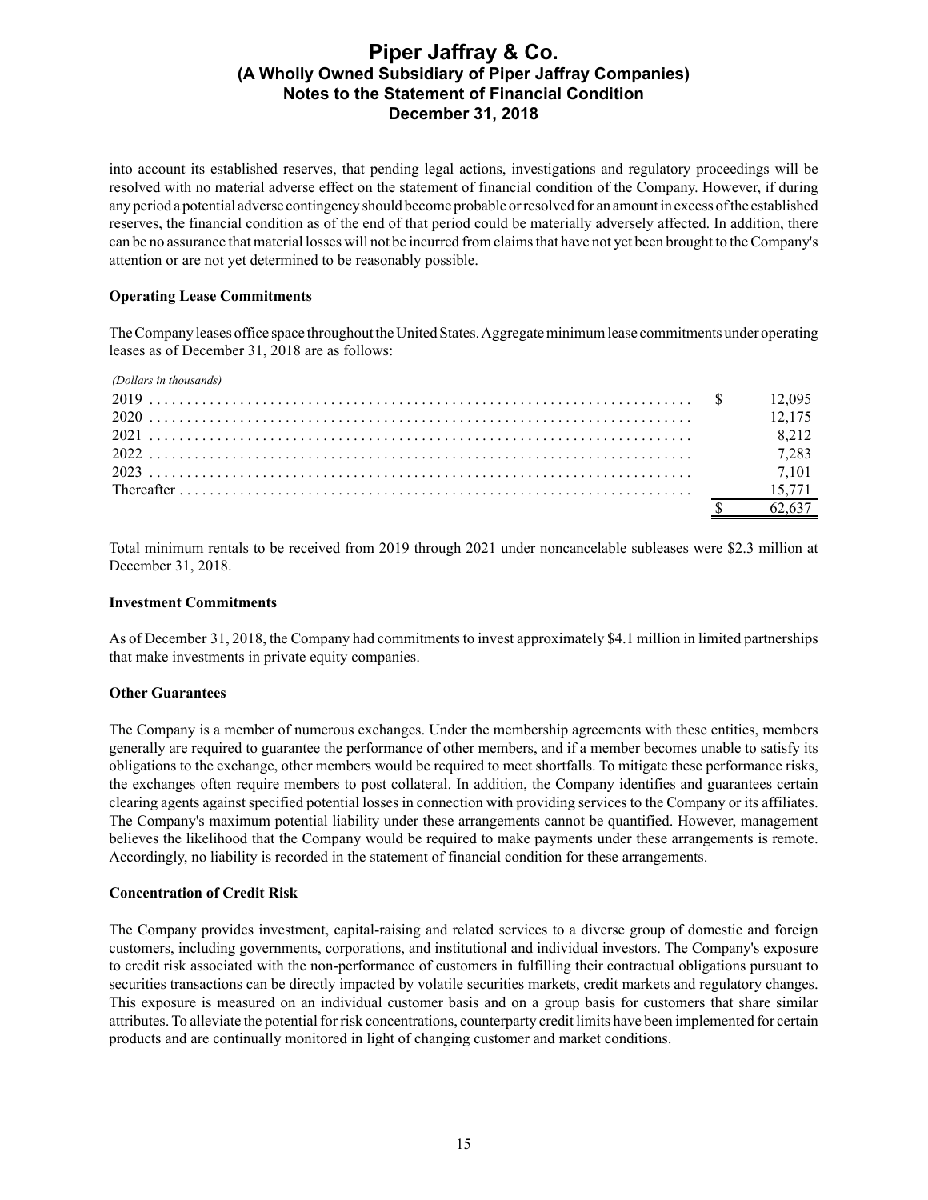into account its established reserves, that pending legal actions, investigations and regulatory proceedings will be resolved with no material adverse effect on the statement of financial condition of the Company. However, if during any period a potential adverse contingency should become probable or resolved for an amount in excess of the established reserves, the financial condition as of the end of that period could be materially adversely affected. In addition, there can be no assurance that material losses will not be incurred from claims that have not yet been brought to the Company's attention or are not yet determined to be reasonably possible.

**Operating Lease Commitments**

The Company leases office space throughout the United States. Aggregate minimum lease commitments under operating leases as of December 31, 2018 are as follows:

| *(Dollars in thousands)* | |
|---|---|
| 2019 | $ 12,095 |
| 2020 | 12,175 |
| 2021 | 8,212 |
| 2022 | 7,283 |
| 2023 | 7,101 |
| Thereafter | 15,771 |
| | $ 62,637 |

Total minimum rentals to be received from 2019 through 2021 under noncancelable subleases were $2.3 million at December 31, 2018.

**Investment Commitments**

As of December 31, 2018, the Company had commitments to invest approximately $4.1 million in limited partnerships that make investments in private equity companies.

**Other Guarantees**

The Company is a member of numerous exchanges. Under the membership agreements with these entities, members generally are required to guarantee the performance of other members, and if a member becomes unable to satisfy its obligations to the exchange, other members would be required to meet shortfalls. To mitigate these performance risks, the exchanges often require members to post collateral. In addition, the Company identifies and guarantees certain clearing agents against specified potential losses in connection with providing services to the Company or its affiliates. The Company's maximum potential liability under these arrangements cannot be quantified. However, management believes the likelihood that the Company would be required to make payments under these arrangements is remote. Accordingly, no liability is recorded in the statement of financial condition for these arrangements.

**Concentration of Credit Risk**

The Company provides investment, capital-raising and related services to a diverse group of domestic and foreign customers, including governments, corporations, and institutional and individual investors. The Company's exposure to credit risk associated with the non-performance of customers in fulfilling their contractual obligations pursuant to securities transactions can be directly impacted by volatile securities markets, credit markets and regulatory changes. This exposure is measured on an individual customer basis and on a group basis for customers that share similar attributes. To alleviate the potential for risk concentrations, counterparty credit limits have been implemented for certain products and are continually monitored in light of changing customer and market conditions.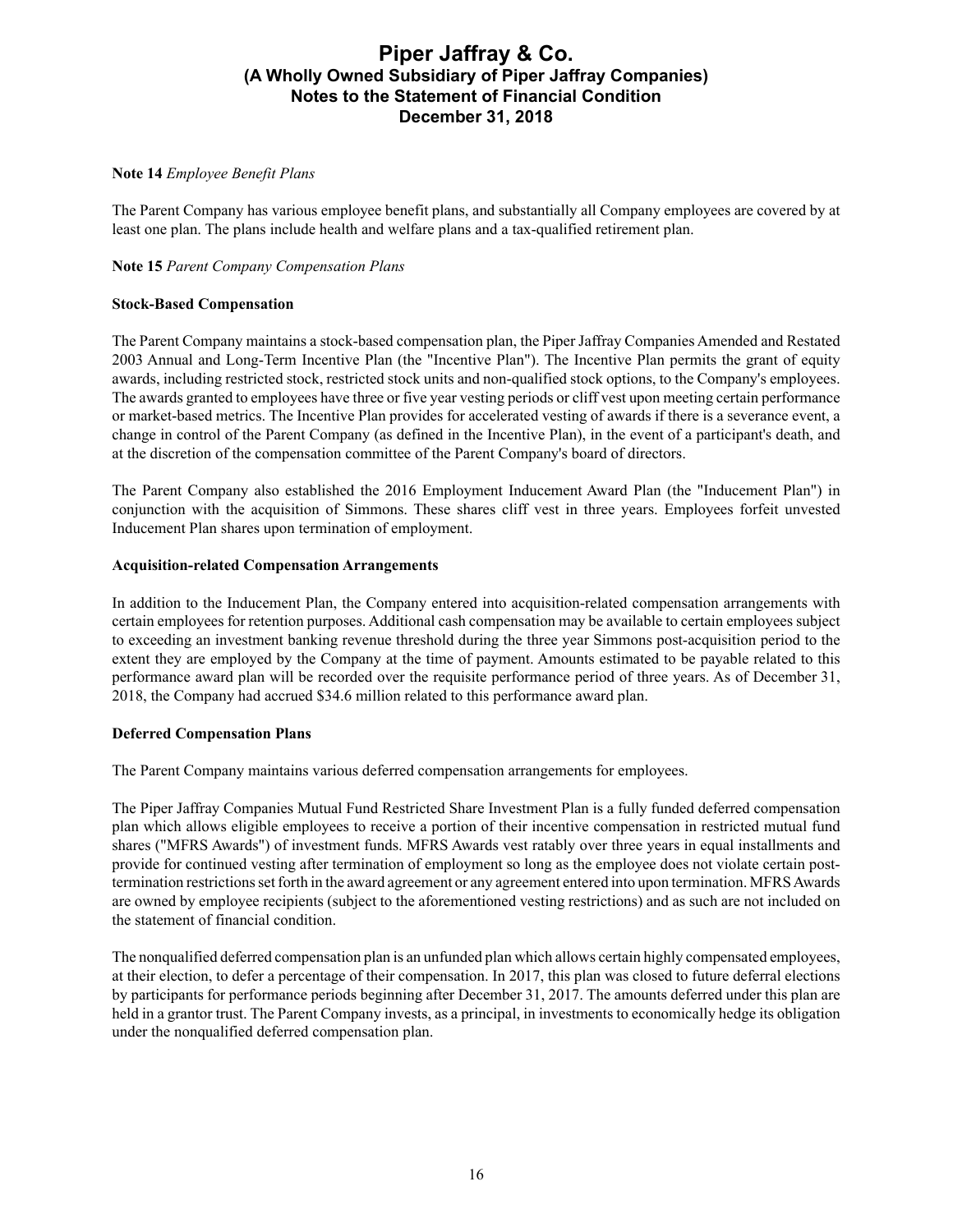**Note 14** *Employee Benefit Plans*

The Parent Company has various employee benefit plans, and substantially all Company employees are covered by at least one plan. The plans include health and welfare plans and a tax-qualified retirement plan.

**Note 15** *Parent Company Compensation Plans*

**Stock-Based Compensation**

The Parent Company maintains a stock-based compensation plan, the Piper Jaffray Companies Amended and Restated 2003 Annual and Long-Term Incentive Plan (the "Incentive Plan"). The Incentive Plan permits the grant of equity awards, including restricted stock, restricted stock units and non-qualified stock options, to the Company's employees. The awards granted to employees have three or five year vesting periods or cliff vest upon meeting certain performance or market-based metrics. The Incentive Plan provides for accelerated vesting of awards if there is a severance event, a change in control of the Parent Company (as defined in the Incentive Plan), in the event of a participant's death, and at the discretion of the compensation committee of the Parent Company's board of directors.

The Parent Company also established the 2016 Employment Inducement Award Plan (the "Inducement Plan") in conjunction with the acquisition of Simmons. These shares cliff vest in three years. Employees forfeit unvested Inducement Plan shares upon termination of employment.

**Acquisition-related Compensation Arrangements**

In addition to the Inducement Plan, the Company entered into acquisition-related compensation arrangements with certain employees for retention purposes. Additional cash compensation may be available to certain employees subject to exceeding an investment banking revenue threshold during the three year Simmons post-acquisition period to the extent they are employed by the Company at the time of payment. Amounts estimated to be payable related to this performance award plan will be recorded over the requisite performance period of three years. As of December 31, 2018, the Company had accrued $34.6 million related to this performance award plan.

**Deferred Compensation Plans**

The Parent Company maintains various deferred compensation arrangements for employees.

The Piper Jaffray Companies Mutual Fund Restricted Share Investment Plan is a fully funded deferred compensation plan which allows eligible employees to receive a portion of their incentive compensation in restricted mutual fund shares ("MFRS Awards") of investment funds. MFRS Awards vest ratably over three years in equal installments and provide for continued vesting after termination of employment so long as the employee does not violate certain post-termination restrictions set forth in the award agreement or any agreement entered into upon termination. MFRS Awards are owned by employee recipients (subject to the aforementioned vesting restrictions) and as such are not included on the statement of financial condition.

The nonqualified deferred compensation plan is an unfunded plan which allows certain highly compensated employees, at their election, to defer a percentage of their compensation. In 2017, this plan was closed to future deferral elections by participants for performance periods beginning after December 31, 2017. The amounts deferred under this plan are held in a grantor trust. The Parent Company invests, as a principal, in investments to economically hedge its obligation under the nonqualified deferred compensation plan.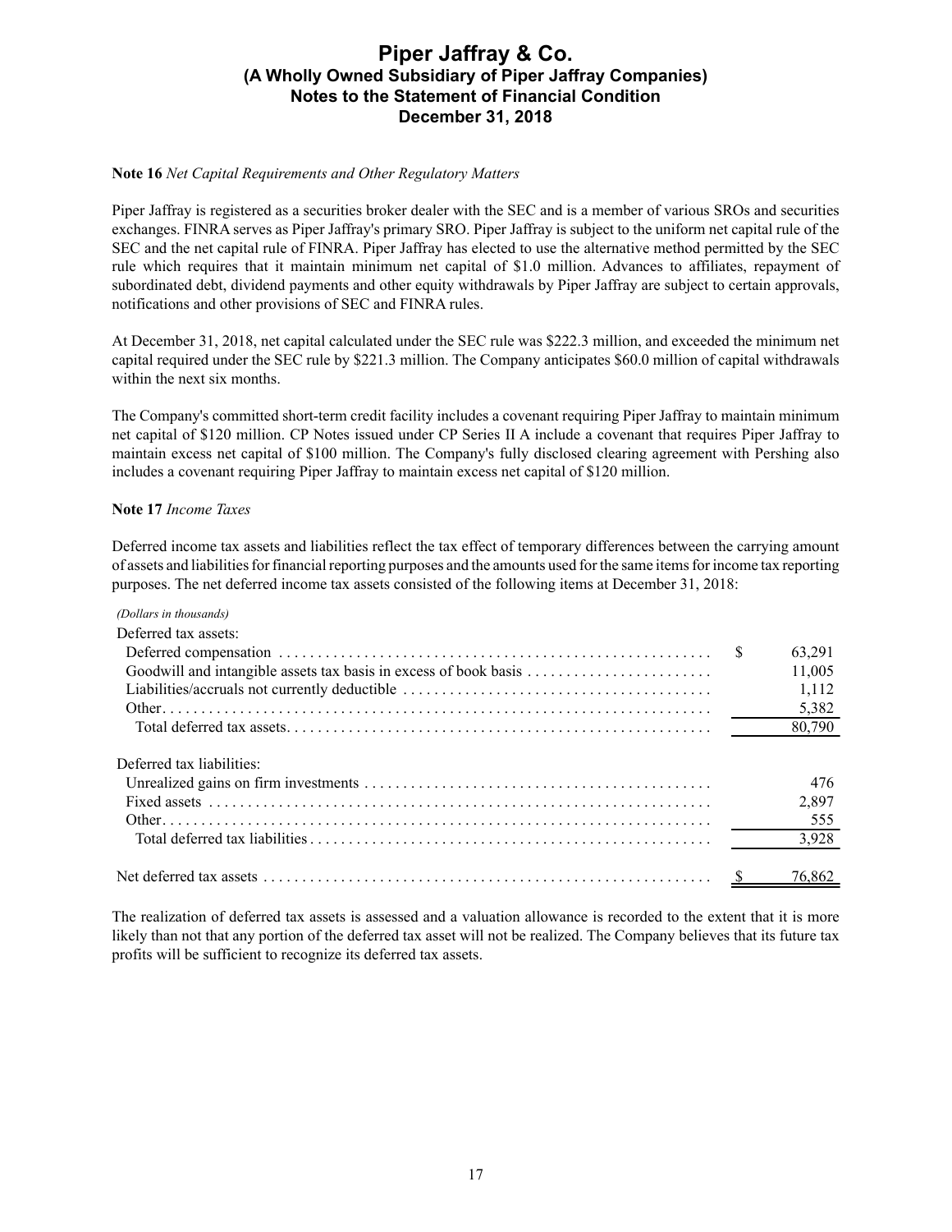**Note 16** *Net Capital Requirements and Other Regulatory Matters*

Piper Jaffray is registered as a securities broker dealer with the SEC and is a member of various SROs and securities exchanges. FINRA serves as Piper Jaffray's primary SRO. Piper Jaffray is subject to the uniform net capital rule of the SEC and the net capital rule of FINRA. Piper Jaffray has elected to use the alternative method permitted by the SEC rule which requires that it maintain minimum net capital of $1.0 million. Advances to affiliates, repayment of subordinated debt, dividend payments and other equity withdrawals by Piper Jaffray are subject to certain approvals, notifications and other provisions of SEC and FINRA rules.

At December 31, 2018, net capital calculated under the SEC rule was $222.3 million, and exceeded the minimum net capital required under the SEC rule by $221.3 million. The Company anticipates $60.0 million of capital withdrawals within the next six months.

The Company's committed short-term credit facility includes a covenant requiring Piper Jaffray to maintain minimum net capital of $120 million. CP Notes issued under CP Series II A include a covenant that requires Piper Jaffray to maintain excess net capital of $100 million. The Company's fully disclosed clearing agreement with Pershing also includes a covenant requiring Piper Jaffray to maintain excess net capital of $120 million.

**Note 17** *Income Taxes*

Deferred income tax assets and liabilities reflect the tax effect of temporary differences between the carrying amount of assets and liabilities for financial reporting purposes and the amounts used for the same items for income tax reporting purposes. The net deferred income tax assets consisted of the following items at December 31, 2018:

| *(Dollars in thousands)* | |
|---|---|
| Deferred tax assets: | |
| Deferred compensation | $ 63,291 |
| Goodwill and intangible assets tax basis in excess of book basis | 11,005 |
| Liabilities/accruals not currently deductible | 1,112 |
| Other | 5,382 |
| Total deferred tax assets | 80,790 |
| Deferred tax liabilities: | |
| Unrealized gains on firm investments | 476 |
| Fixed assets | 2,897 |
| Other | 555 |
| Total deferred tax liabilities | 3,928 |
| Net deferred tax assets | $ 76,862 |

The realization of deferred tax assets is assessed and a valuation allowance is recorded to the extent that it is more likely than not that any portion of the deferred tax asset will not be realized. The Company believes that its future tax profits will be sufficient to recognize its deferred tax assets.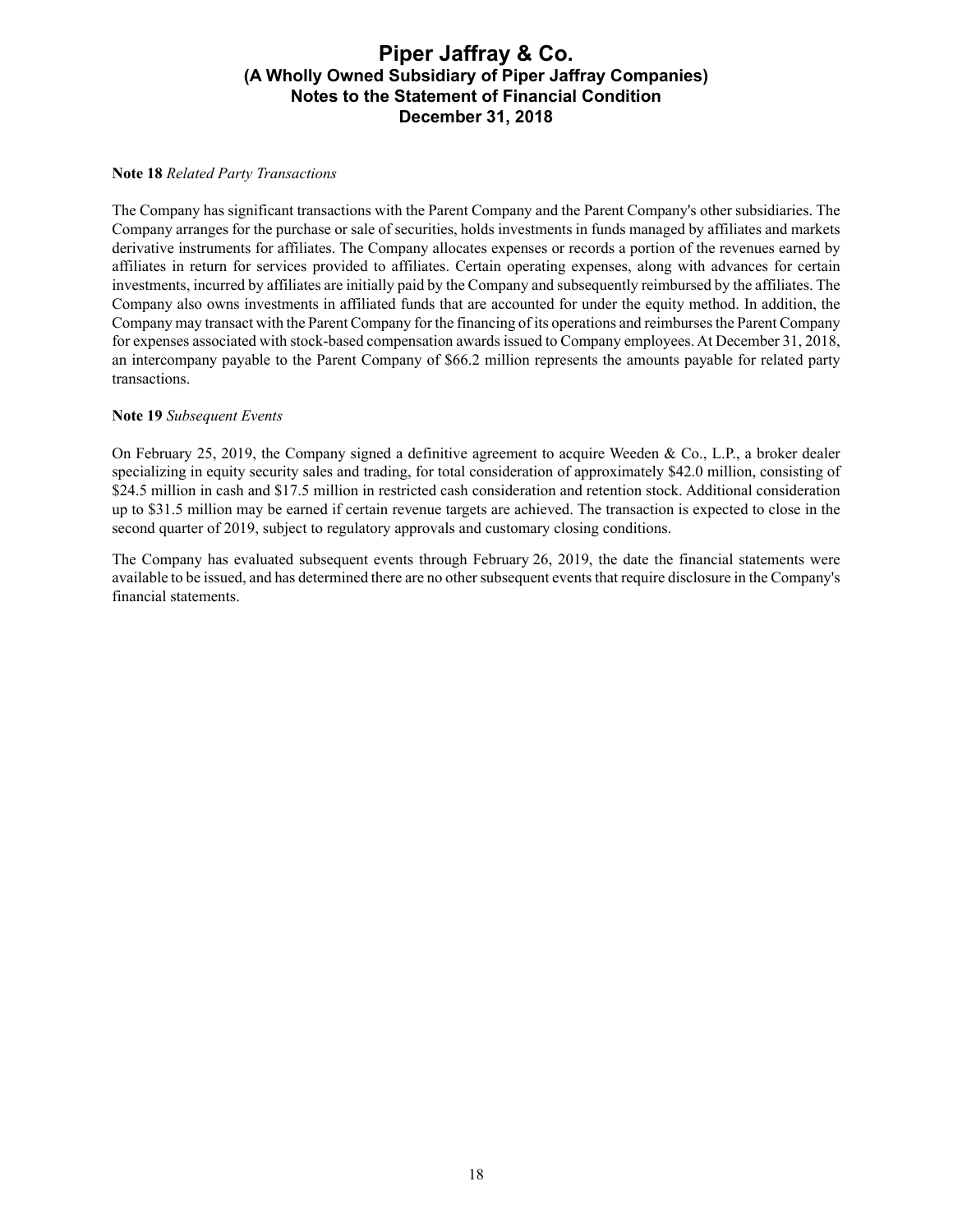**Note 18** *Related Party Transactions*

The Company has significant transactions with the Parent Company and the Parent Company's other subsidiaries. The Company arranges for the purchase or sale of securities, holds investments in funds managed by affiliates and markets derivative instruments for affiliates. The Company allocates expenses or records a portion of the revenues earned by affiliates in return for services provided to affiliates. Certain operating expenses, along with advances for certain investments, incurred by affiliates are initially paid by the Company and subsequently reimbursed by the affiliates. The Company also owns investments in affiliated funds that are accounted for under the equity method. In addition, the Company may transact with the Parent Company for the financing of its operations and reimburses the Parent Company for expenses associated with stock-based compensation awards issued to Company employees. At December 31, 2018, an intercompany payable to the Parent Company of $66.2 million represents the amounts payable for related party transactions.

**Note 19** *Subsequent Events*

On February 25, 2019, the Company signed a definitive agreement to acquire Weeden & Co., L.P., a broker dealer specializing in equity security sales and trading, for total consideration of approximately $42.0 million, consisting of $24.5 million in cash and $17.5 million in restricted cash consideration and retention stock. Additional consideration up to $31.5 million may be earned if certain revenue targets are achieved. The transaction is expected to close in the second quarter of 2019, subject to regulatory approvals and customary closing conditions.

The Company has evaluated subsequent events through February 26, 2019, the date the financial statements were available to be issued, and has determined there are no other subsequent events that require disclosure in the Company's financial statements.